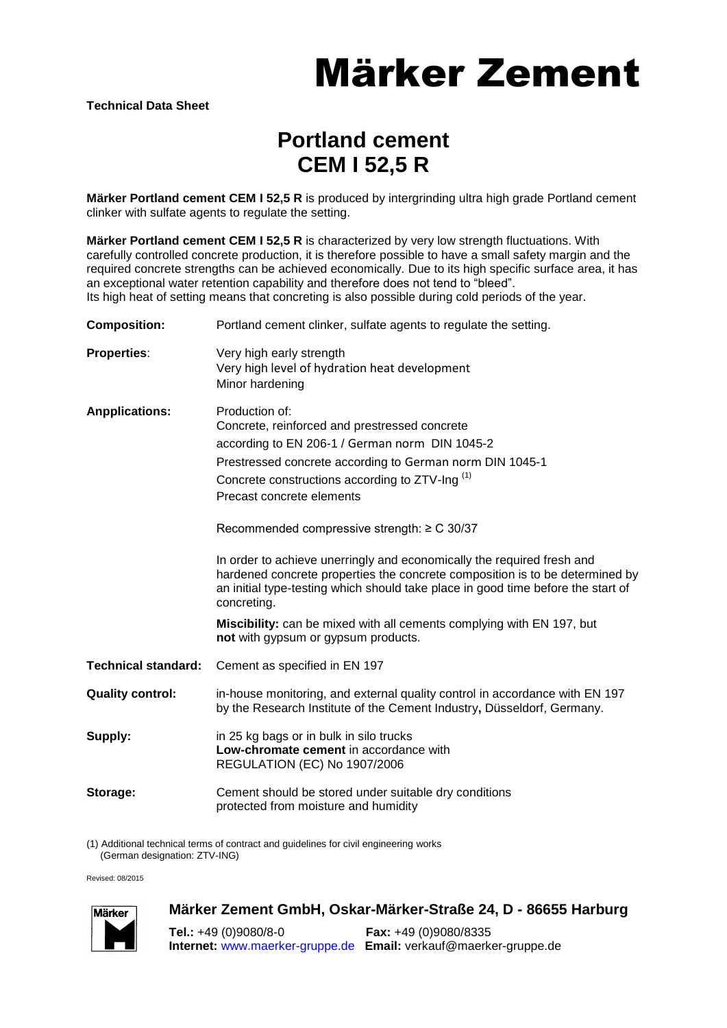# Märker Zement

**Technical Data Sheet**

## Portland cement
## CEM I 52,5 R

**Märker Portland cement CEM I 52,5 R** is produced by intergrinding ultra high grade Portland cement clinker with sulfate agents to regulate the setting.

**Märker Portland cement CEM I 52,5 R** is characterized by very low strength fluctuations. With carefully controlled concrete production, it is therefore possible to have a small safety margin and the required concrete strengths can be achieved economically. Due to its high specific surface area, it has an exceptional water retention capability and therefore does not tend to "bleed".
Its high heat of setting means that concreting is also possible during cold periods of the year.

**Composition:** Portland cement clinker, sulfate agents to regulate the setting.

**Properties**:
Very high early strength
Very high level of hydration heat development
Minor hardening

**Anpplications:**
Production of:
Concrete, reinforced and prestressed concrete
according to EN 206-1 / German norm DIN 1045-2
Prestressed concrete according to German norm DIN 1045-1
Concrete constructions according to ZTV-Ing [(1)]
Precast concrete elements

Recommended compressive strength: ≥ C 30/37

In order to achieve unerringly and economically the required fresh and hardened concrete properties the concrete composition is to be determined by an initial type-testing which should take place in good time before the start of concreting.

**Miscibility:** can be mixed with all cements complying with EN 197, but **not** with gypsum or gypsum products.

**Technical standard:** Cement as specified in EN 197

**Quality control:** in-house monitoring, and external quality control in accordance with EN 197 by the Research Institute of the Cement Industry**,** Düsseldorf, Germany.

**Supply:**
in 25 kg bags or in bulk in silo trucks
**Low-chromate cement** in accordance with
REGULATION (EC) No 1907/2006

**Storage:**
Cement should be stored under suitable dry conditions
protected from moisture and humidity

(1) Additional technical terms of contract and guidelines for civil engineering works (German designation: ZTV-ING)

Revised: 08/2015

**Märker Zement GmbH, Oskar-Märker-Straße 24, D - 86655 Harburg**

**Tel.:** +49 (0)9080/8-0 **Fax:** +49 (0)9080/8335
**Internet:** www.maerker-gruppe.de **Email:** verkauf@maerker-gruppe.de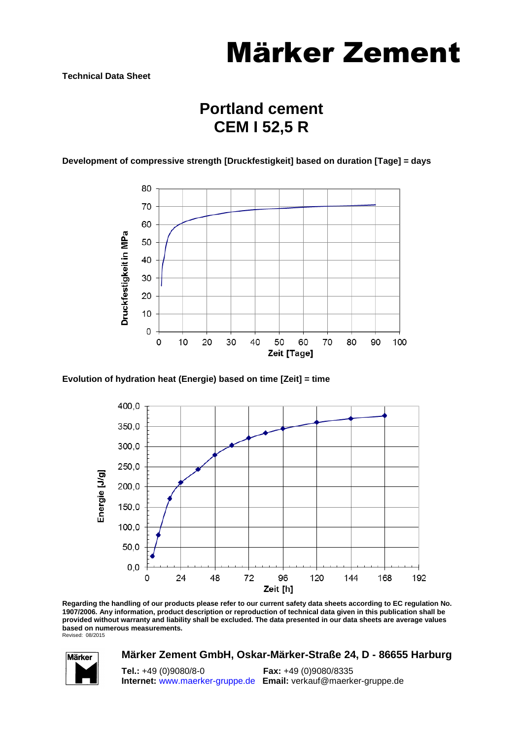# Märker Zement

**Technical Data Sheet**

## Portland cement
## CEM I 52,5 R

**Development of compressive strength [Druckfestigkeit] based on duration [Tage] = days**

Druckfestigkeit in MPa

80
70
60
50
40
30
20
10
0

0 10 20 30 40 50 60 70 80 90 100

Zeit [Tage]

**Evolution of hydration heat (Energie) based on time [Zeit] = time**

Energie [J/g]

400,0
350,0
300,0
250,0
200,0
150,0
100,0
50,0
0,0

0 24 48 72 96 120 144 168 192

Zeit [h]

**Regarding the handling of our products please refer to our current safety data sheets according to EC regulation No. 1907/2006. Any information, product description or reproduction of technical data given in this publication shall be provided without warranty and liability shall be excluded. The data presented in our data sheets are average values based on numerous measurements.**

Revised: 08/2015

**Märker Zement GmbH, Oskar-Märker-Straße 24, D - 86655 Harburg**

**Tel.:** +49 (0)9080/8-0 **Fax:** +49 (0)9080/8335
**Internet:** www.maerker-gruppe.de **Email:** verkauf@maerker-gruppe.de